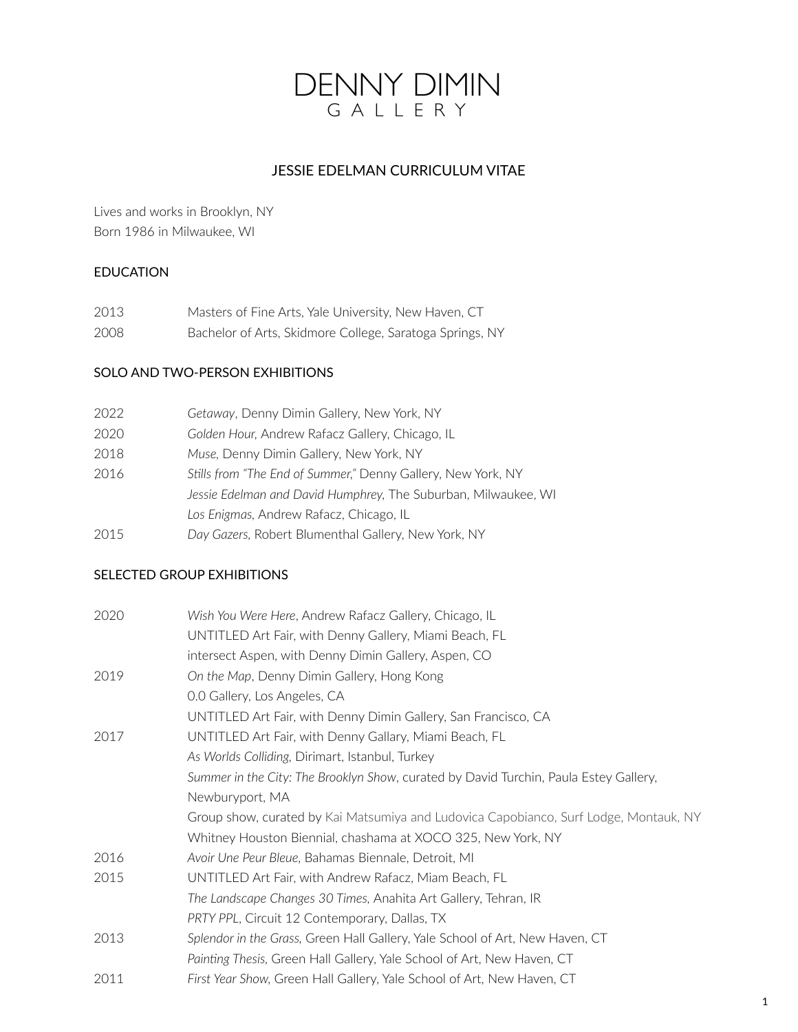# DENNY DIMIN
GALLERY

## JESSIE EDELMAN CURRICULUM VITAE

Lives and works in Brooklyn, NY
Born 1986 in Milwaukee, WI

### EDUCATION

| | |
|---|---|
| 2013 | Masters of Fine Arts, Yale University, New Haven, CT |
| 2008 | Bachelor of Arts, Skidmore College, Saratoga Springs, NY |

### SOLO AND TWO-PERSON EXHIBITIONS

| | |
|---|---|
| 2022 | *Getaway*, Denny Dimin Gallery, New York, NY |
| 2020 | *Golden Hour,* Andrew Rafacz Gallery, Chicago, IL |
| 2018 | *Muse,* Denny Dimin Gallery, New York, NY |
| 2016 | *Stills from "The End of Summer,"* Denny Gallery, New York, NY |
| | *Jessie Edelman and David Humphrey,* The Suburban, Milwaukee, WI |
| | *Los Enigmas,* Andrew Rafacz, Chicago, IL |
| 2015 | *Day Gazers,* Robert Blumenthal Gallery, New York, NY |

### SELECTED GROUP EXHIBITIONS

| | |
|---|---|
| 2020 | *Wish You Were Here*, Andrew Rafacz Gallery, Chicago, IL |
| | UNTITLED Art Fair, with Denny Gallery, Miami Beach, FL |
| | intersect Aspen, with Denny Dimin Gallery, Aspen, CO |
| 2019 | *On the Map*, Denny Dimin Gallery, Hong Kong |
| | 0.0 Gallery, Los Angeles, CA |
| | UNTITLED Art Fair, with Denny Dimin Gallery, San Francisco, CA |
| 2017 | UNTITLED Art Fair, with Denny Gallary, Miami Beach, FL |
| | *As Worlds Colliding,* Dirimart, Istanbul, Turkey |
| | *Summer in the City: The Brooklyn Show*, curated by David Turchin, Paula Estey Gallery, Newburyport, MA |
| | Group show, curated by Kai Matsumiya and Ludovica Capobianco, Surf Lodge, Montauk, NY |
| | Whitney Houston Biennial, chashama at XOCO 325, New York, NY |
| 2016 | *Avoir Une Peur Bleue,* Bahamas Biennale, Detroit, MI |
| 2015 | UNTITLED Art Fair, with Andrew Rafacz, Miam Beach, FL |
| | *The Landscape Changes 30 Times,* Anahita Art Gallery, Tehran, IR |
| | *PRTY PPL*, Circuit 12 Contemporary, Dallas, TX |
| 2013 | *Splendor in the Grass,* Green Hall Gallery, Yale School of Art, New Haven, CT |
| | *Painting Thesis*, Green Hall Gallery, Yale School of Art, New Haven, CT |
| 2011 | *First Year Show,* Green Hall Gallery, Yale School of Art, New Haven, CT |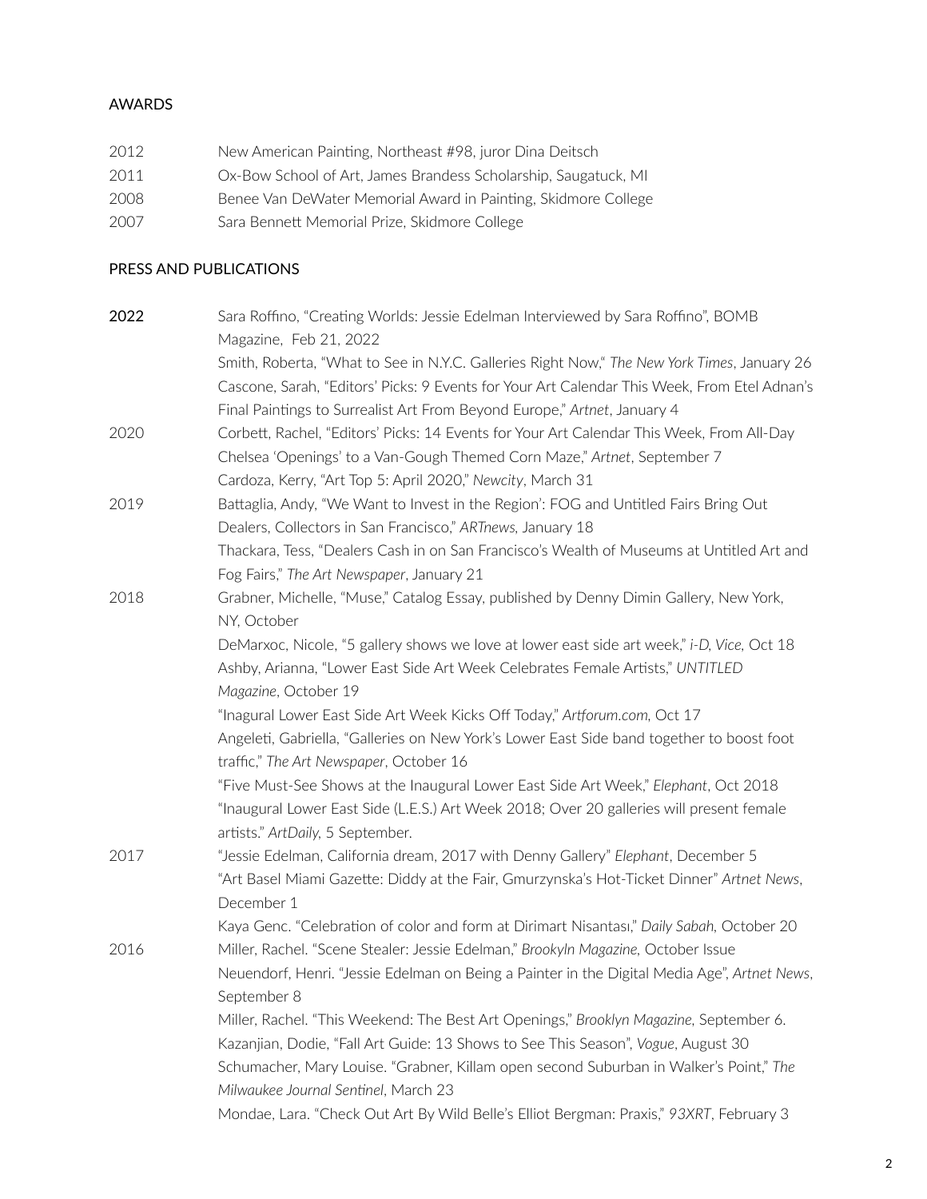## AWARDS

2012 New American Painting, Northeast #98, juror Dina Deitsch
2011 Ox-Bow School of Art, James Brandess Scholarship, Saugatuck, MI
2008 Benee Van DeWater Memorial Award in Painting, Skidmore College
2007 Sara Bennett Memorial Prize, Skidmore College

## PRESS AND PUBLICATIONS

**2022**
Sara Roffino, "Creating Worlds: Jessie Edelman Interviewed by Sara Roffino", BOMB Magazine, Feb 21, 2022
Smith, Roberta, "What to See in N.Y.C. Galleries Right Now," *The New York Times*, January 26
Cascone, Sarah, "Editors' Picks: 9 Events for Your Art Calendar This Week, From Etel Adnan's Final Paintings to Surrealist Art From Beyond Europe," *Artnet*, January 4

**2020**
Corbett, Rachel, "Editors' Picks: 14 Events for Your Art Calendar This Week, From All-Day Chelsea 'Openings' to a Van-Gough Themed Corn Maze," *Artnet*, September 7
Cardoza, Kerry, "Art Top 5: April 2020," *Newcity*, March 31

**2019**
Battaglia, Andy, "We Want to Invest in the Region': FOG and Untitled Fairs Bring Out Dealers, Collectors in San Francisco," *ARTnews,* January 18
Thackara, Tess, "Dealers Cash in on San Francisco's Wealth of Museums at Untitled Art and Fog Fairs," *The Art Newspaper*, January 21

**2018**
Grabner, Michelle, "Muse," Catalog Essay, published by Denny Dimin Gallery, New York, NY, October
DeMarxoc, Nicole, "5 gallery shows we love at lower east side art week," *i-D, Vice,* Oct 18
Ashby, Arianna, "Lower East Side Art Week Celebrates Female Artists," *UNTITLED Magazine*, October 19
"Inagural Lower East Side Art Week Kicks Off Today," *Artforum.com,* Oct 17
Angeleti, Gabriella, "Galleries on New York's Lower East Side band together to boost foot traffic," *The Art Newspaper*, October 16
"Five Must-See Shows at the Inaugural Lower East Side Art Week," *Elephant*, Oct 2018
"Inaugural Lower East Side (L.E.S.) Art Week 2018; Over 20 galleries will present female artists." *ArtDaily,* 5 September.

**2017**
"Jessie Edelman, California dream, 2017 with Denny Gallery" *Elephant*, December 5
"Art Basel Miami Gazette: Diddy at the Fair, Gmurzynska's Hot-Ticket Dinner" *Artnet News*, December 1
Kaya Genc. "Celebration of color and form at Dirimart Nisantası," *Daily Sabah,* October 20

**2016**
Miller, Rachel. "Scene Stealer: Jessie Edelman," *Brookyln Magazine,* October Issue
Neuendorf, Henri. "Jessie Edelman on Being a Painter in the Digital Media Age", *Artnet News*, September 8
Miller, Rachel. "This Weekend: The Best Art Openings," *Brooklyn Magazine,* September 6.
Kazanjian, Dodie, "Fall Art Guide: 13 Shows to See This Season", *Vogue*, August 30
Schumacher, Mary Louise. "Grabner, Killam open second Suburban in Walker's Point," *The Milwaukee Journal Sentinel*, March 23
Mondae, Lara. "Check Out Art By Wild Belle's Elliot Bergman: Praxis," *93XRT*, February 3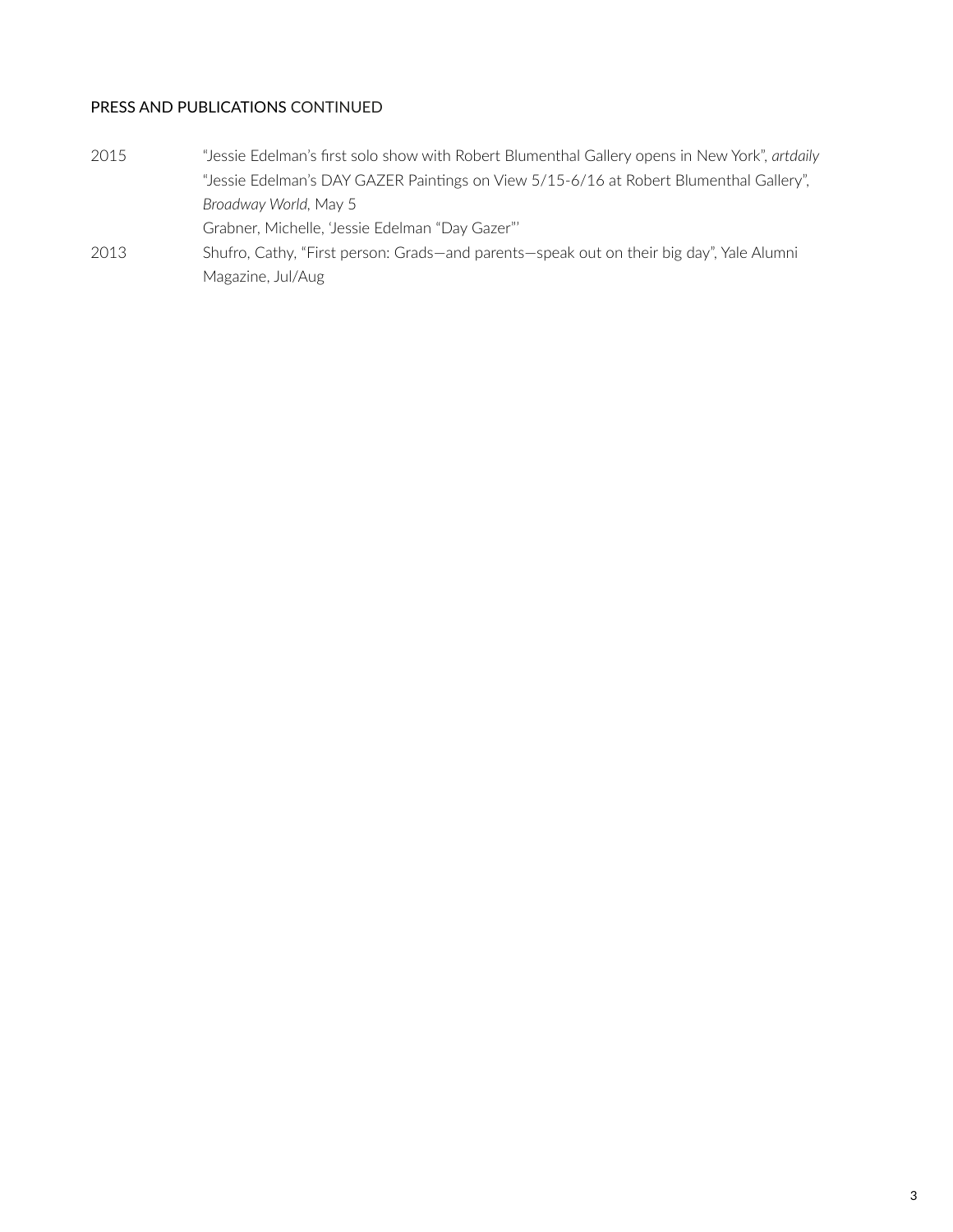PRESS AND PUBLICATIONS CONTINUED

2015 "Jessie Edelman's first solo show with Robert Blumenthal Gallery opens in New York", *artdaily*

"Jessie Edelman's DAY GAZER Paintings on View 5/15-6/16 at Robert Blumenthal Gallery", *Broadway World*, May 5

Grabner, Michelle, 'Jessie Edelman "Day Gazer"'

2013 Shufro, Cathy, "First person: Grads—and parents—speak out on their big day", Yale Alumni Magazine, Jul/Aug